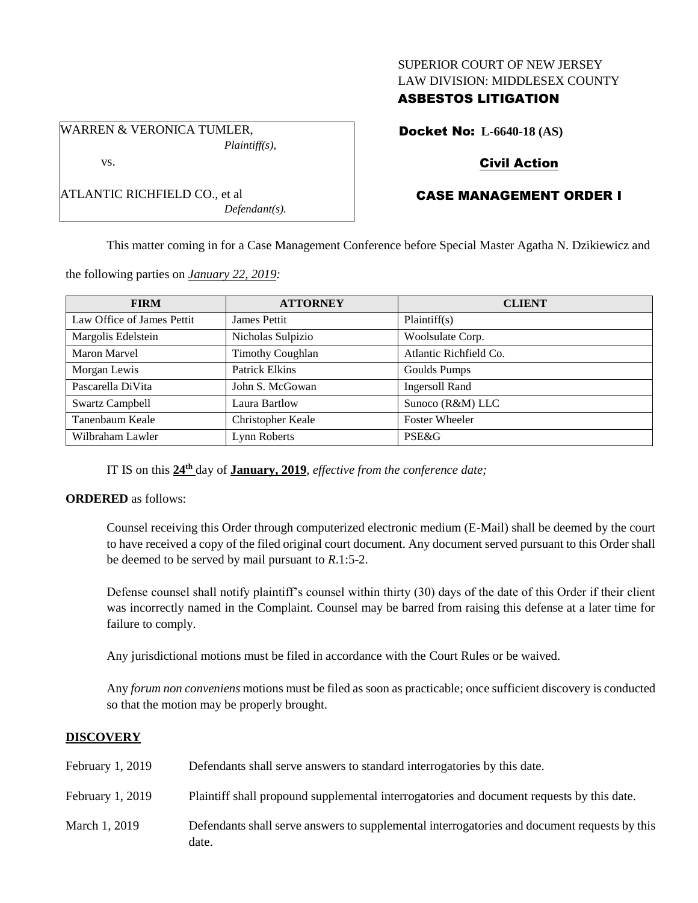SUPERIOR COURT OF NEW JERSEY
LAW DIVISION: MIDDLESEX COUNTY
**ASBESTOS LITIGATION**

WARREN & VERONICA TUMLER,
*Plaintiff(s),*

vs.

ATLANTIC RICHFIELD CO., et al
*Defendant(s).*

**Docket No: L-6640-18 (AS)**

**Civil Action**

**CASE MANAGEMENT ORDER I**

This matter coming in for a Case Management Conference before Special Master Agatha N. Dzikiewicz and the following parties on *January 22, 2019:*

| FIRM | ATTORNEY | CLIENT |
|---|---|---|
| Law Office of James Pettit | James Pettit | Plaintiff(s) |
| Margolis Edelstein | Nicholas Sulpizio | Woolsulate Corp. |
| Maron Marvel | Timothy Coughlan | Atlantic Richfield Co. |
| Morgan Lewis | Patrick Elkins | Goulds Pumps |
| Pascarella DiVita | John S. McGowan | Ingersoll Rand |
| Swartz Campbell | Laura Bartlow | Sunoco (R&M) LLC |
| Tanenbaum Keale | Christopher Keale | Foster Wheeler |
| Wilbraham Lawler | Lynn Roberts | PSE&G |

IT IS on this **24th** day of **January, 2019**, *effective from the conference date;*

**ORDERED** as follows:

Counsel receiving this Order through computerized electronic medium (E-Mail) shall be deemed by the court to have received a copy of the filed original court document. Any document served pursuant to this Order shall be deemed to be served by mail pursuant to *R*.1:5-2.

Defense counsel shall notify plaintiff's counsel within thirty (30) days of the date of this Order if their client was incorrectly named in the Complaint. Counsel may be barred from raising this defense at a later time for failure to comply.

Any jurisdictional motions must be filed in accordance with the Court Rules or be waived.

Any *forum non conveniens* motions must be filed as soon as practicable; once sufficient discovery is conducted so that the motion may be properly brought.

**DISCOVERY**

February 1, 2019 — Defendants shall serve answers to standard interrogatories by this date.

February 1, 2019 — Plaintiff shall propound supplemental interrogatories and document requests by this date.

March 1, 2019 — Defendants shall serve answers to supplemental interrogatories and document requests by this date.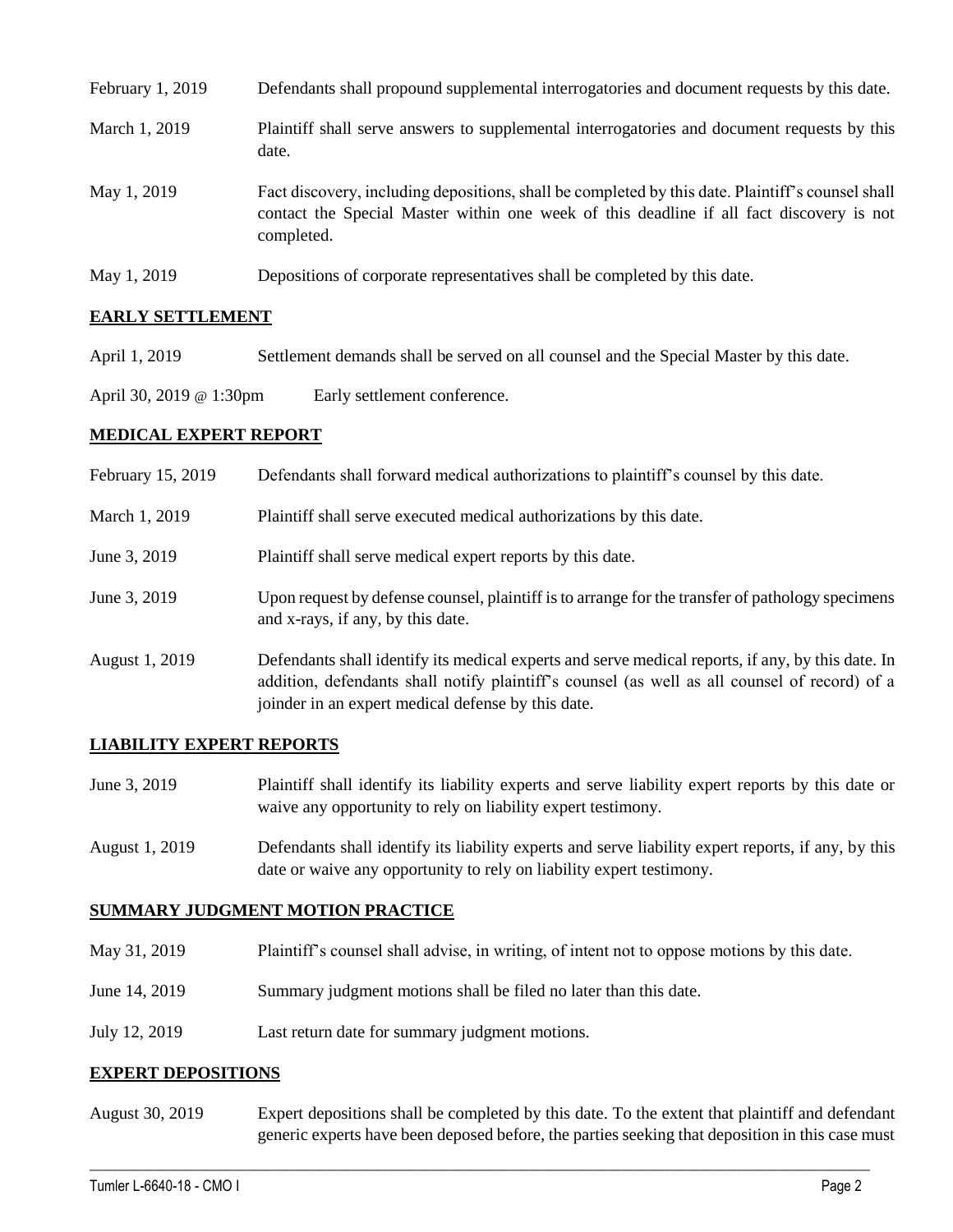| | |
|---|---|
| February 1, 2019 | Defendants shall propound supplemental interrogatories and document requests by this date. |
| March 1, 2019 | Plaintiff shall serve answers to supplemental interrogatories and document requests by this date. |
| May 1, 2019 | Fact discovery, including depositions, shall be completed by this date. Plaintiff's counsel shall contact the Special Master within one week of this deadline if all fact discovery is not completed. |
| May 1, 2019 | Depositions of corporate representatives shall be completed by this date. |

## EARLY SETTLEMENT

| | |
|---|---|
| April 1, 2019 | Settlement demands shall be served on all counsel and the Special Master by this date. |
| April 30, 2019 @ 1:30pm | Early settlement conference. |

## MEDICAL EXPERT REPORT

| | |
|---|---|
| February 15, 2019 | Defendants shall forward medical authorizations to plaintiff's counsel by this date. |
| March 1, 2019 | Plaintiff shall serve executed medical authorizations by this date. |
| June 3, 2019 | Plaintiff shall serve medical expert reports by this date. |
| June 3, 2019 | Upon request by defense counsel, plaintiff is to arrange for the transfer of pathology specimens and x-rays, if any, by this date. |
| August 1, 2019 | Defendants shall identify its medical experts and serve medical reports, if any, by this date. In addition, defendants shall notify plaintiff's counsel (as well as all counsel of record) of a joinder in an expert medical defense by this date. |

## LIABILITY EXPERT REPORTS

| | |
|---|---|
| June 3, 2019 | Plaintiff shall identify its liability experts and serve liability expert reports by this date or waive any opportunity to rely on liability expert testimony. |
| August 1, 2019 | Defendants shall identify its liability experts and serve liability expert reports, if any, by this date or waive any opportunity to rely on liability expert testimony. |

## SUMMARY JUDGMENT MOTION PRACTICE

| | |
|---|---|
| May 31, 2019 | Plaintiff's counsel shall advise, in writing, of intent not to oppose motions by this date. |
| June 14, 2019 | Summary judgment motions shall be filed no later than this date. |
| July 12, 2019 | Last return date for summary judgment motions. |

## EXPERT DEPOSITIONS

| | |
|---|---|
| August 30, 2019 | Expert depositions shall be completed by this date. To the extent that plaintiff and defendant generic experts have been deposed before, the parties seeking that deposition in this case must |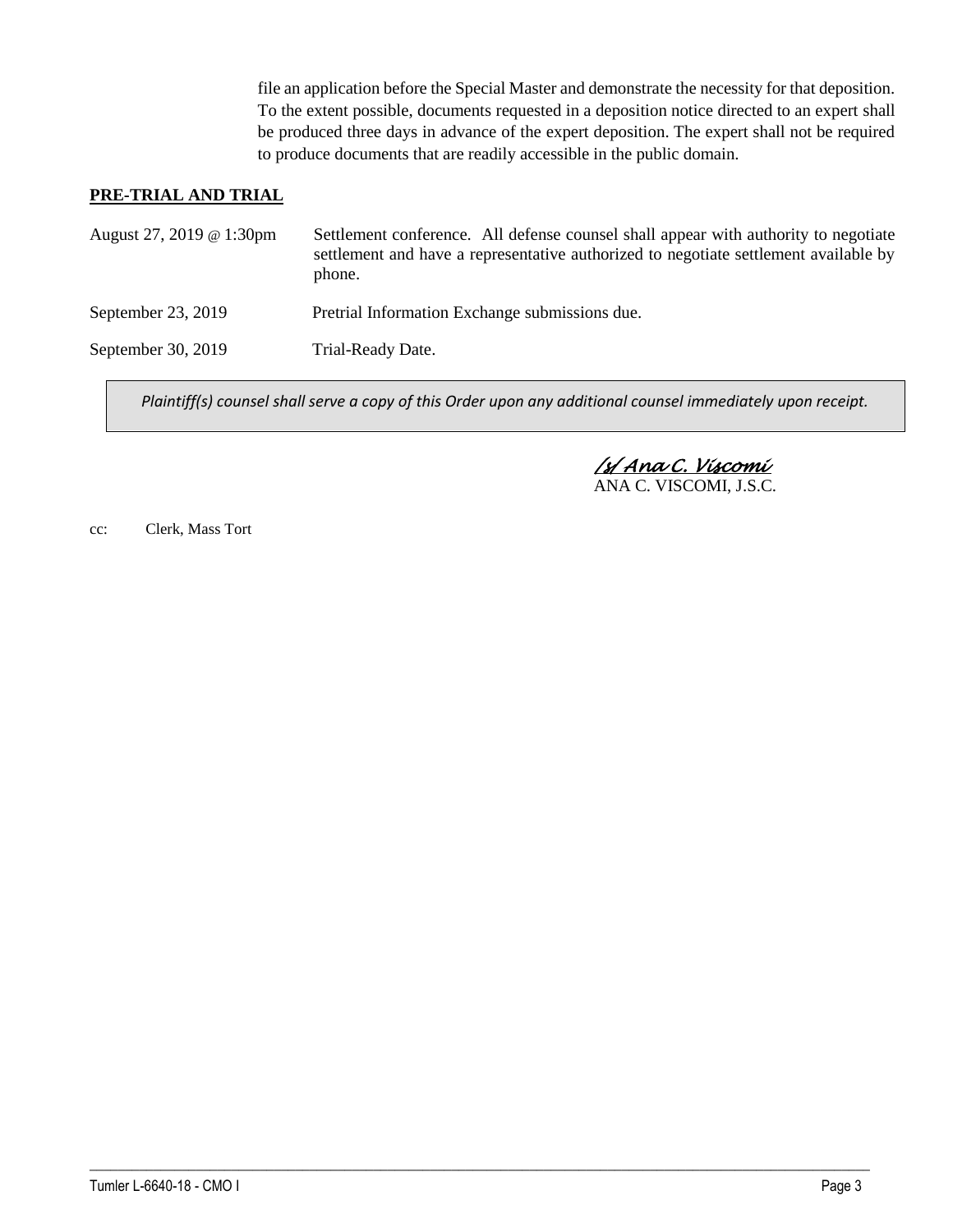file an application before the Special Master and demonstrate the necessity for that deposition. To the extent possible, documents requested in a deposition notice directed to an expert shall be produced three days in advance of the expert deposition. The expert shall not be required to produce documents that are readily accessible in the public domain.

**PRE-TRIAL AND TRIAL**

| | |
|---|---|
| August 27, 2019 @ 1:30pm | Settlement conference. All defense counsel shall appear with authority to negotiate settlement and have a representative authorized to negotiate settlement available by phone. |
| September 23, 2019 | Pretrial Information Exchange submissions due. |
| September 30, 2019 | Trial-Ready Date. |

*Plaintiff(s) counsel shall serve a copy of this Order upon any additional counsel immediately upon receipt.*

/s/ Ana C. Viscomi
ANA C. VISCOMI, J.S.C.

cc: Clerk, Mass Tort